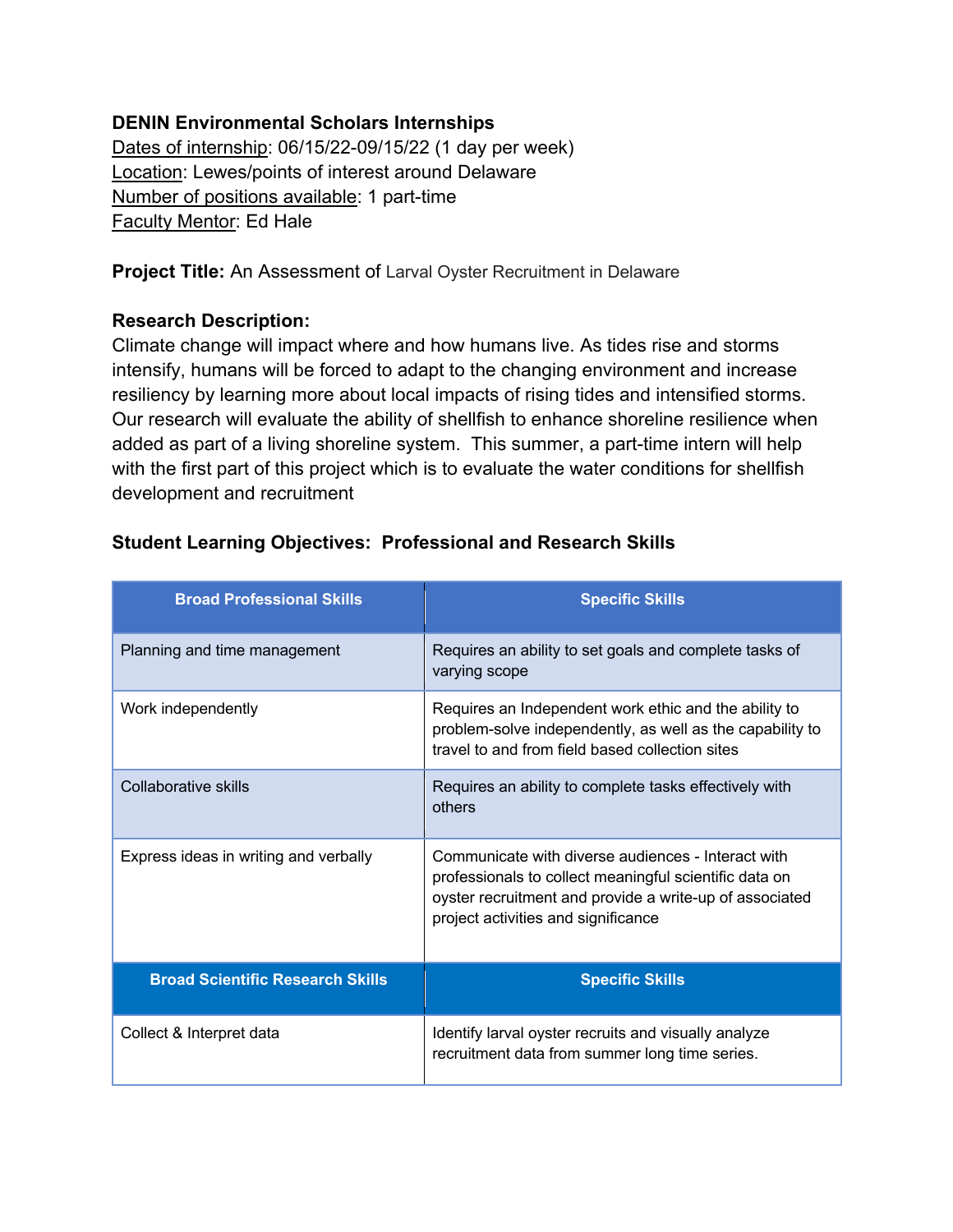**DENIN Environmental Scholars Internships**

Dates of internship: 06/15/22-09/15/22 (1 day per week)
Location: Lewes/points of interest around Delaware
Number of positions available: 1 part-time
Faculty Mentor: Ed Hale

**Project Title:** An Assessment of Larval Oyster Recruitment in Delaware

**Research Description:**

Climate change will impact where and how humans live. As tides rise and storms intensify, humans will be forced to adapt to the changing environment and increase resiliency by learning more about local impacts of rising tides and intensified storms. Our research will evaluate the ability of shellfish to enhance shoreline resilience when added as part of a living shoreline system. This summer, a part-time intern will help with the first part of this project which is to evaluate the water conditions for shellfish development and recruitment

**Student Learning Objectives: Professional and Research Skills**

| Broad Professional Skills | Specific Skills |
| --- | --- |
| Planning and time management | Requires an ability to set goals and complete tasks of varying scope |
| Work independently | Requires an Independent work ethic and the ability to problem-solve independently, as well as the capability to travel to and from field based collection sites |
| Collaborative skills | Requires an ability to complete tasks effectively with others |
| Express ideas in writing and verbally | Communicate with diverse audiences - Interact with professionals to collect meaningful scientific data on oyster recruitment and provide a write-up of associated project activities and significance |
| **Broad Scientific Research Skills** | **Specific Skills** |
| Collect & Interpret data | Identify larval oyster recruits and visually analyze recruitment data from summer long time series. |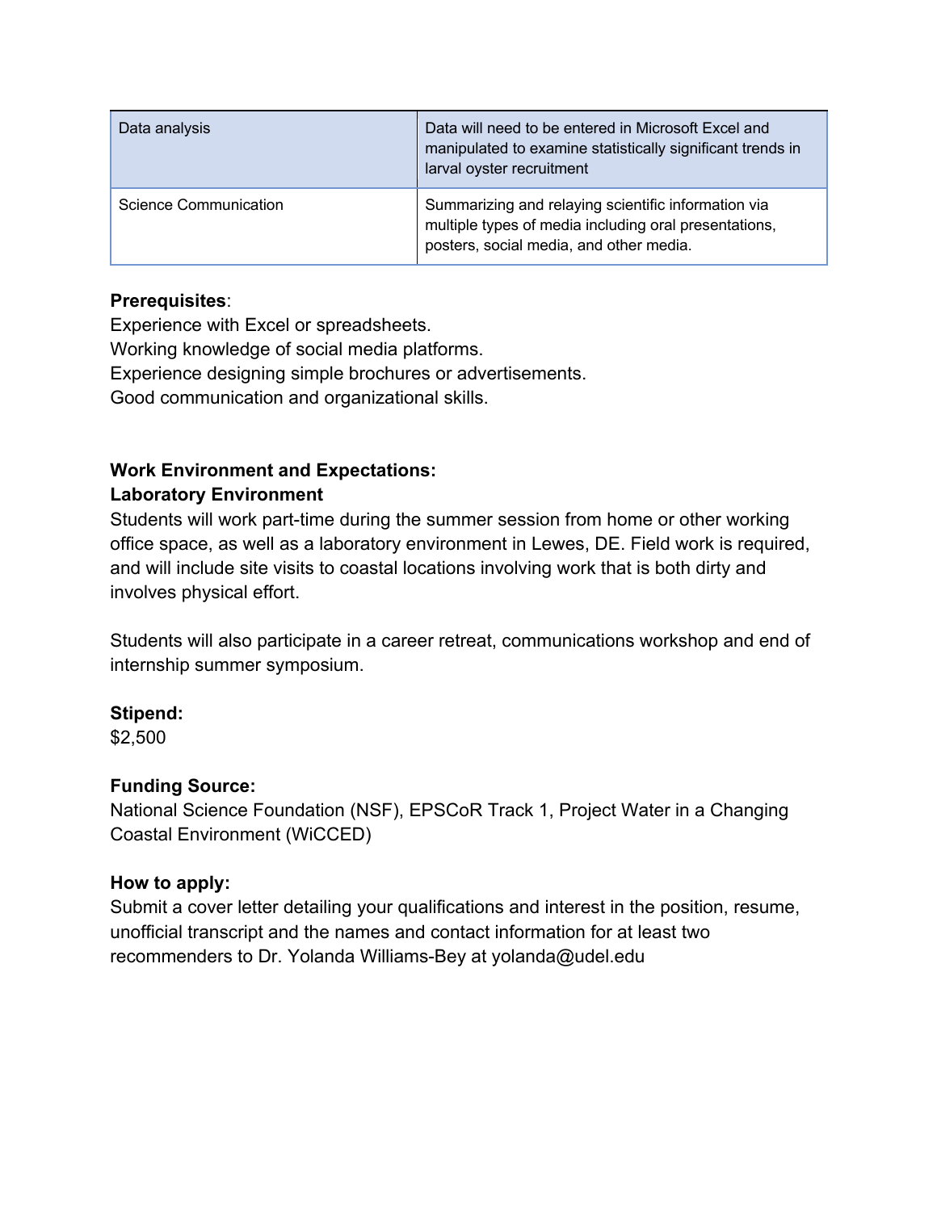| | |
|---|---|
| Data analysis | Data will need to be entered in Microsoft Excel and manipulated to examine statistically significant trends in larval oyster recruitment |
| Science Communication | Summarizing and relaying scientific information via multiple types of media including oral presentations, posters, social media, and other media. |

**Prerequisites**:
Experience with Excel or spreadsheets.
Working knowledge of social media platforms.
Experience designing simple brochures or advertisements.
Good communication and organizational skills.

**Work Environment and Expectations:**

**Laboratory Environment**

Students will work part-time during the summer session from home or other working office space, as well as a laboratory environment in Lewes, DE. Field work is required, and will include site visits to coastal locations involving work that is both dirty and involves physical effort.

Students will also participate in a career retreat, communications workshop and end of internship summer symposium.

**Stipend:**
$2,500

**Funding Source:**
National Science Foundation (NSF), EPSCoR Track 1, Project Water in a Changing Coastal Environment (WiCCED)

**How to apply:**
Submit a cover letter detailing your qualifications and interest in the position, resume, unofficial transcript and the names and contact information for at least two recommenders to Dr. Yolanda Williams-Bey at yolanda@udel.edu